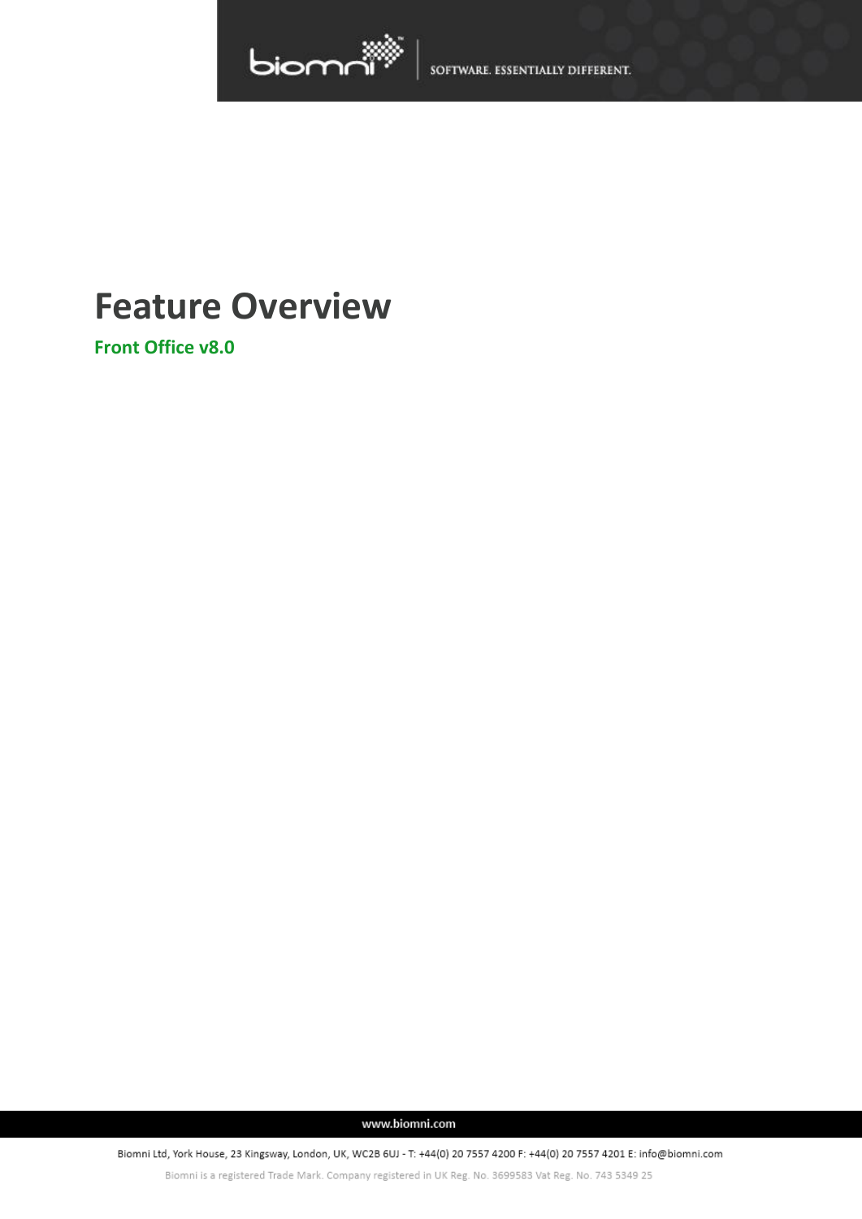# Feature Overview

## Front Office v8.0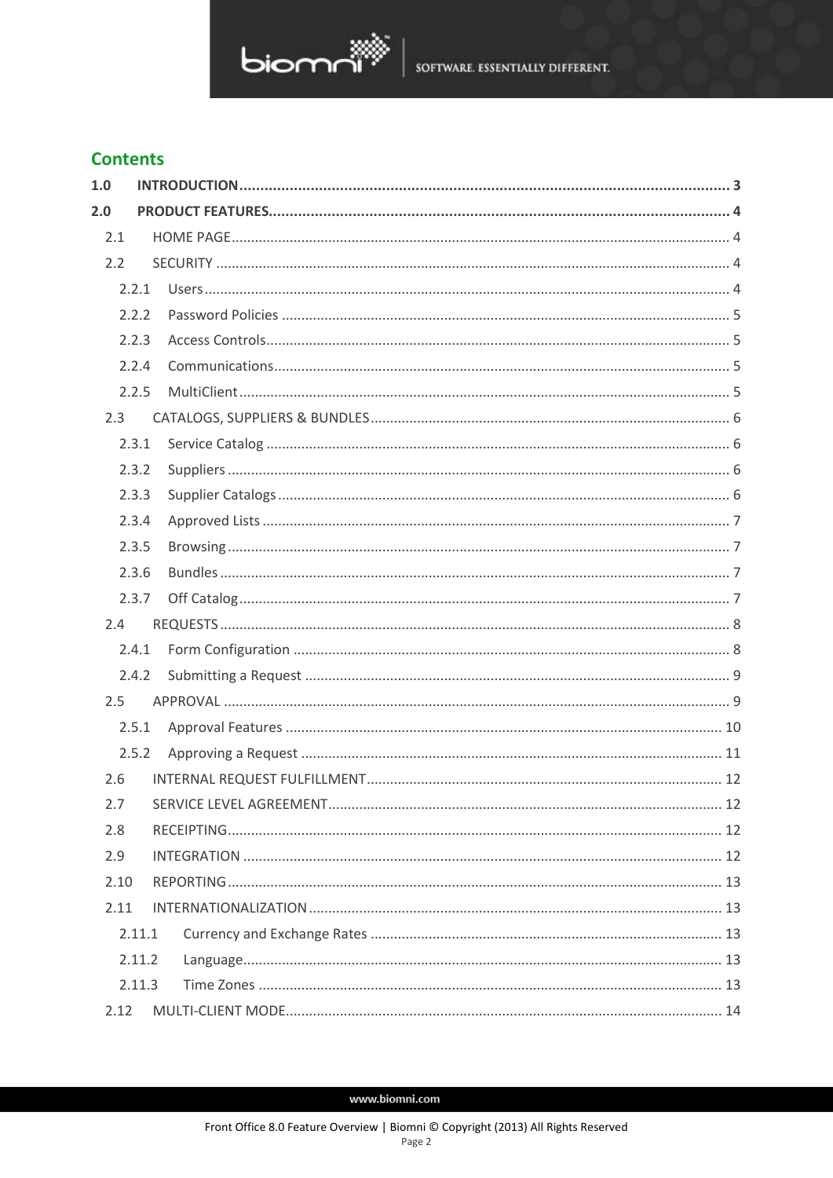## Contents

**1.0 INTRODUCTION ... 3**

**2.0 PRODUCT FEATURES ... 4**

- 2.1 HOME PAGE ... 4
- 2.2 SECURITY ... 4
  - 2.2.1 Users ... 4
  - 2.2.2 Password Policies ... 5
  - 2.2.3 Access Controls ... 5
  - 2.2.4 Communications ... 5
  - 2.2.5 MultiClient ... 5
- 2.3 CATALOGS, SUPPLIERS & BUNDLES ... 6
  - 2.3.1 Service Catalog ... 6
  - 2.3.2 Suppliers ... 6
  - 2.3.3 Supplier Catalogs ... 6
  - 2.3.4 Approved Lists ... 7
  - 2.3.5 Browsing ... 7
  - 2.3.6 Bundles ... 7
  - 2.3.7 Off Catalog ... 7
- 2.4 REQUESTS ... 8
  - 2.4.1 Form Configuration ... 8
  - 2.4.2 Submitting a Request ... 9
- 2.5 APPROVAL ... 9
  - 2.5.1 Approval Features ... 10
  - 2.5.2 Approving a Request ... 11
- 2.6 INTERNAL REQUEST FULFILLMENT ... 12
- 2.7 SERVICE LEVEL AGREEMENT ... 12
- 2.8 RECEIPTING ... 12
- 2.9 INTEGRATION ... 12
- 2.10 REPORTING ... 13
- 2.11 INTERNATIONALIZATION ... 13
  - 2.11.1 Currency and Exchange Rates ... 13
  - 2.11.2 Language ... 13
  - 2.11.3 Time Zones ... 13
- 2.12 MULTI-CLIENT MODE ... 14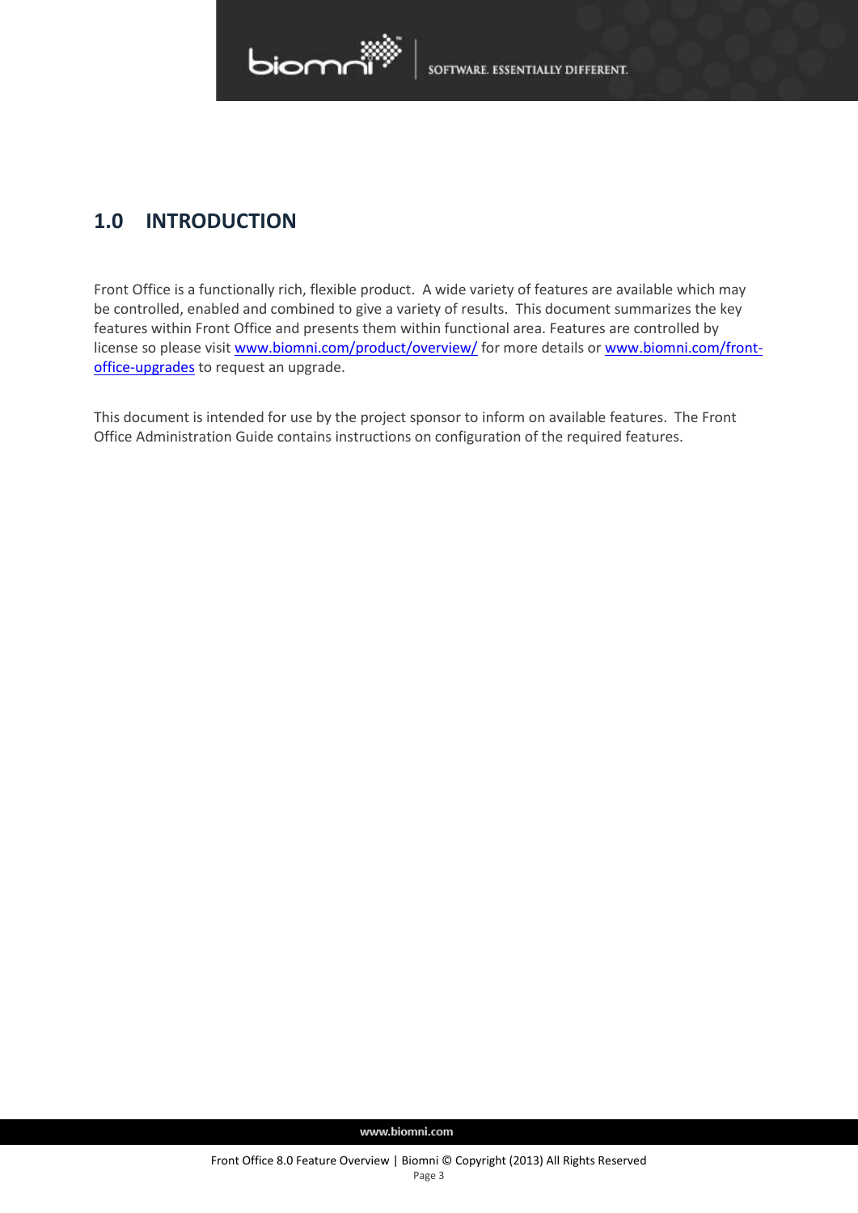# 1.0 INTRODUCTION

Front Office is a functionally rich, flexible product. A wide variety of features are available which may be controlled, enabled and combined to give a variety of results. This document summarizes the key features within Front Office and presents them within functional area. Features are controlled by license so please visit [www.biomni.com/product/overview/](http://www.biomni.com/product/overview/) for more details or [www.biomni.com/front-office-upgrades](http://www.biomni.com/front-office-upgrades) to request an upgrade.

This document is intended for use by the project sponsor to inform on available features. The Front Office Administration Guide contains instructions on configuration of the required features.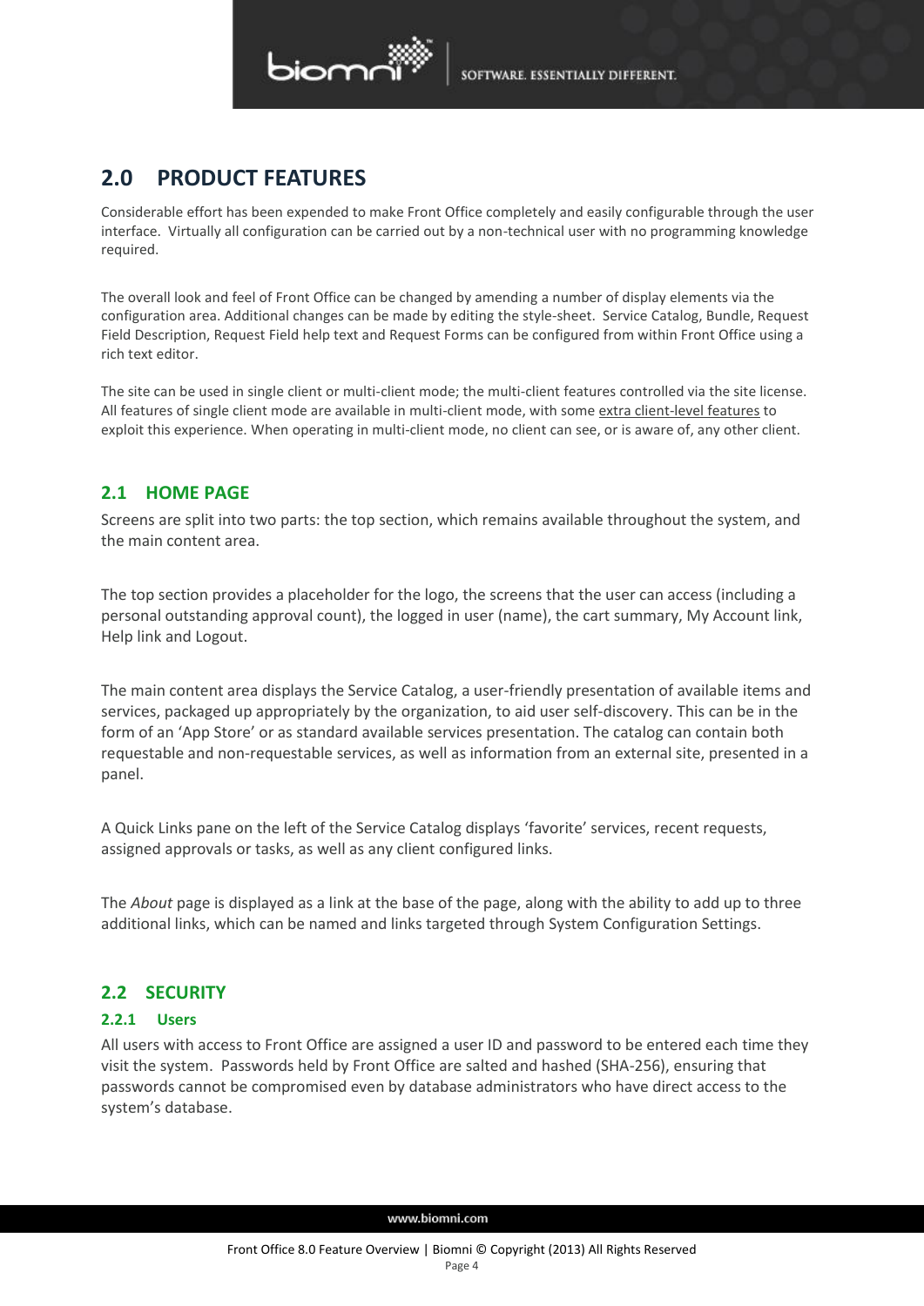# 2.0 PRODUCT FEATURES

Considerable effort has been expended to make Front Office completely and easily configurable through the user interface. Virtually all configuration can be carried out by a non-technical user with no programming knowledge required.

The overall look and feel of Front Office can be changed by amending a number of display elements via the configuration area. Additional changes can be made by editing the style-sheet. Service Catalog, Bundle, Request Field Description, Request Field help text and Request Forms can be configured from within Front Office using a rich text editor.

The site can be used in single client or multi-client mode; the multi-client features controlled via the site license. All features of single client mode are available in multi-client mode, with some extra client-level features to exploit this experience. When operating in multi-client mode, no client can see, or is aware of, any other client.

## 2.1 HOME PAGE

Screens are split into two parts: the top section, which remains available throughout the system, and the main content area.

The top section provides a placeholder for the logo, the screens that the user can access (including a personal outstanding approval count), the logged in user (name), the cart summary, My Account link, Help link and Logout.

The main content area displays the Service Catalog, a user-friendly presentation of available items and services, packaged up appropriately by the organization, to aid user self-discovery. This can be in the form of an 'App Store' or as standard available services presentation. The catalog can contain both requestable and non-requestable services, as well as information from an external site, presented in a panel.

A Quick Links pane on the left of the Service Catalog displays 'favorite' services, recent requests, assigned approvals or tasks, as well as any client configured links.

The *About* page is displayed as a link at the base of the page, along with the ability to add up to three additional links, which can be named and links targeted through System Configuration Settings.

## 2.2 SECURITY

### 2.2.1 Users

All users with access to Front Office are assigned a user ID and password to be entered each time they visit the system. Passwords held by Front Office are salted and hashed (SHA-256), ensuring that passwords cannot be compromised even by database administrators who have direct access to the system's database.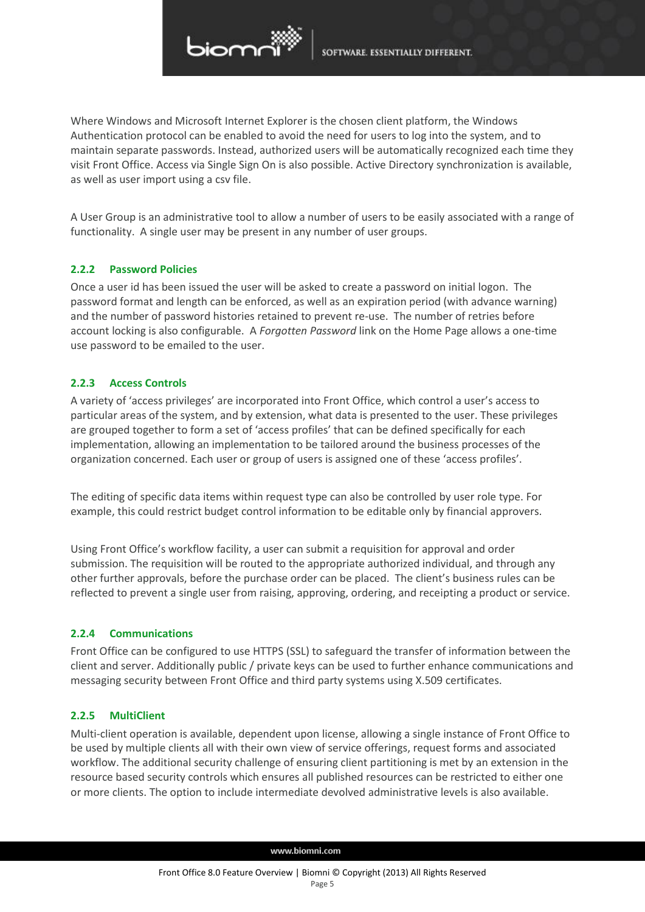Where Windows and Microsoft Internet Explorer is the chosen client platform, the Windows Authentication protocol can be enabled to avoid the need for users to log into the system, and to maintain separate passwords. Instead, authorized users will be automatically recognized each time they visit Front Office. Access via Single Sign On is also possible. Active Directory synchronization is available, as well as user import using a csv file.

A User Group is an administrative tool to allow a number of users to be easily associated with a range of functionality. A single user may be present in any number of user groups.

### 2.2.2 Password Policies

Once a user id has been issued the user will be asked to create a password on initial logon. The password format and length can be enforced, as well as an expiration period (with advance warning) and the number of password histories retained to prevent re-use. The number of retries before account locking is also configurable. A *Forgotten Password* link on the Home Page allows a one-time use password to be emailed to the user.

### 2.2.3 Access Controls

A variety of 'access privileges' are incorporated into Front Office, which control a user's access to particular areas of the system, and by extension, what data is presented to the user. These privileges are grouped together to form a set of 'access profiles' that can be defined specifically for each implementation, allowing an implementation to be tailored around the business processes of the organization concerned. Each user or group of users is assigned one of these 'access profiles'.

The editing of specific data items within request type can also be controlled by user role type. For example, this could restrict budget control information to be editable only by financial approvers.

Using Front Office's workflow facility, a user can submit a requisition for approval and order submission. The requisition will be routed to the appropriate authorized individual, and through any other further approvals, before the purchase order can be placed. The client's business rules can be reflected to prevent a single user from raising, approving, ordering, and receipting a product or service.

### 2.2.4 Communications

Front Office can be configured to use HTTPS (SSL) to safeguard the transfer of information between the client and server. Additionally public / private keys can be used to further enhance communications and messaging security between Front Office and third party systems using X.509 certificates.

### 2.2.5 MultiClient

Multi-client operation is available, dependent upon license, allowing a single instance of Front Office to be used by multiple clients all with their own view of service offerings, request forms and associated workflow. The additional security challenge of ensuring client partitioning is met by an extension in the resource based security controls which ensures all published resources can be restricted to either one or more clients. The option to include intermediate devolved administrative levels is also available.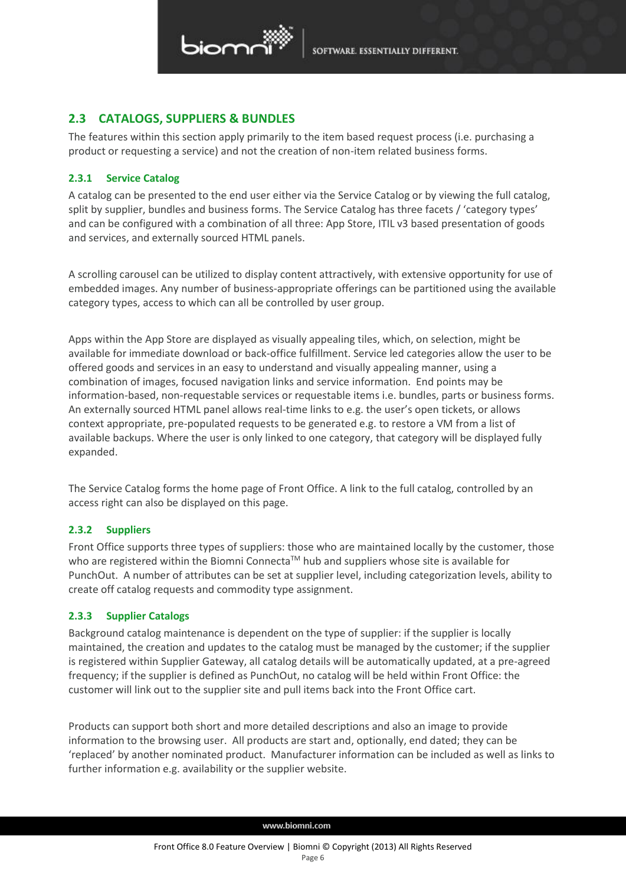## 2.3 CATALOGS, SUPPLIERS & BUNDLES

The features within this section apply primarily to the item based request process (i.e. purchasing a product or requesting a service) and not the creation of non-item related business forms.

### 2.3.1 Service Catalog

A catalog can be presented to the end user either via the Service Catalog or by viewing the full catalog, split by supplier, bundles and business forms. The Service Catalog has three facets / 'category types' and can be configured with a combination of all three: App Store, ITIL v3 based presentation of goods and services, and externally sourced HTML panels.

A scrolling carousel can be utilized to display content attractively, with extensive opportunity for use of embedded images. Any number of business-appropriate offerings can be partitioned using the available category types, access to which can all be controlled by user group.

Apps within the App Store are displayed as visually appealing tiles, which, on selection, might be available for immediate download or back-office fulfillment. Service led categories allow the user to be offered goods and services in an easy to understand and visually appealing manner, using a combination of images, focused navigation links and service information. End points may be information-based, non-requestable services or requestable items i.e. bundles, parts or business forms. An externally sourced HTML panel allows real-time links to e.g. the user's open tickets, or allows context appropriate, pre-populated requests to be generated e.g. to restore a VM from a list of available backups. Where the user is only linked to one category, that category will be displayed fully expanded.

The Service Catalog forms the home page of Front Office. A link to the full catalog, controlled by an access right can also be displayed on this page.

### 2.3.2 Suppliers

Front Office supports three types of suppliers: those who are maintained locally by the customer, those who are registered within the Biomni Connecta™ hub and suppliers whose site is available for PunchOut. A number of attributes can be set at supplier level, including categorization levels, ability to create off catalog requests and commodity type assignment.

### 2.3.3 Supplier Catalogs

Background catalog maintenance is dependent on the type of supplier: if the supplier is locally maintained, the creation and updates to the catalog must be managed by the customer; if the supplier is registered within Supplier Gateway, all catalog details will be automatically updated, at a pre-agreed frequency; if the supplier is defined as PunchOut, no catalog will be held within Front Office: the customer will link out to the supplier site and pull items back into the Front Office cart.

Products can support both short and more detailed descriptions and also an image to provide information to the browsing user. All products are start and, optionally, end dated; they can be 'replaced' by another nominated product. Manufacturer information can be included as well as links to further information e.g. availability or the supplier website.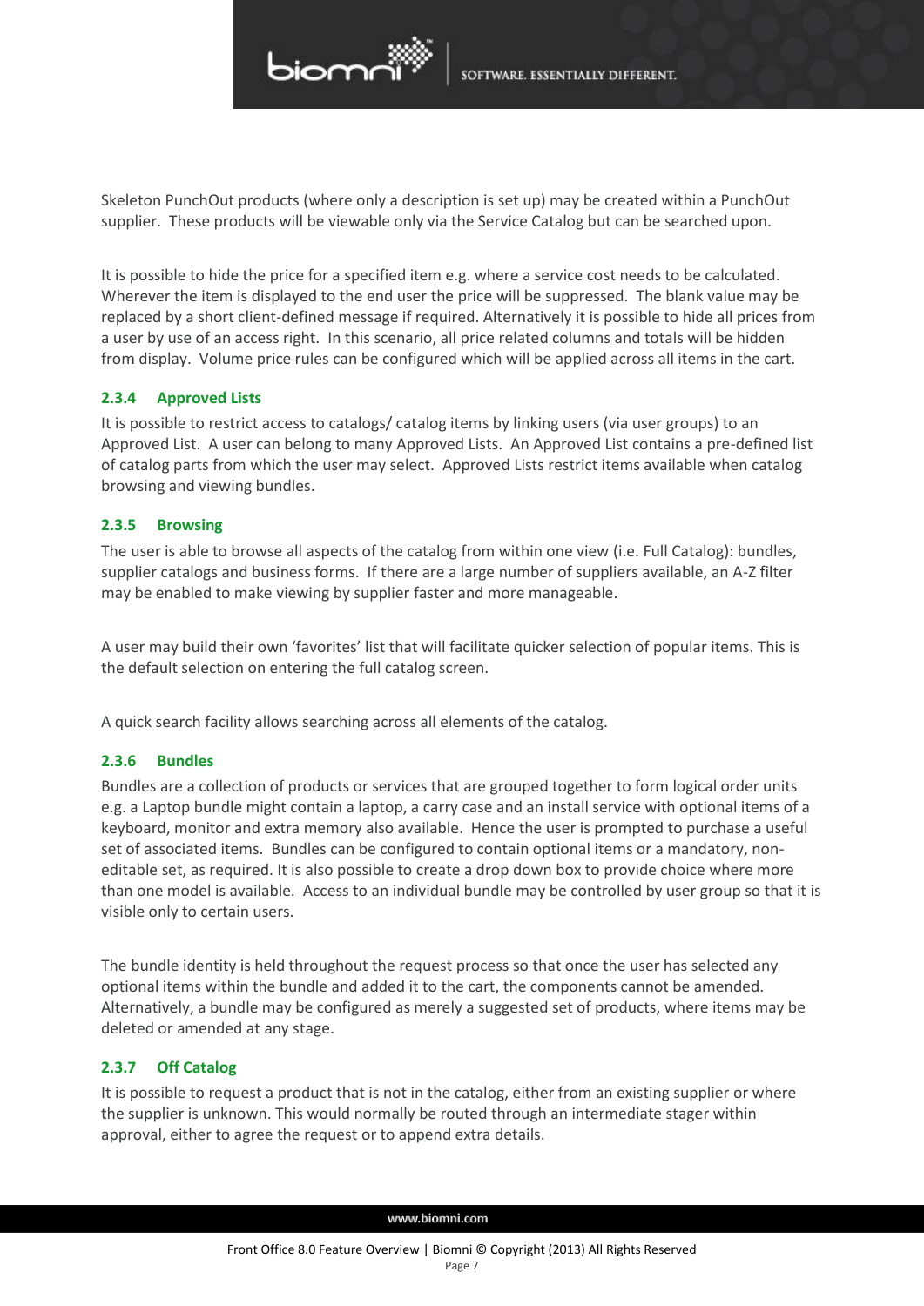Skeleton PunchOut products (where only a description is set up) may be created within a PunchOut supplier. These products will be viewable only via the Service Catalog but can be searched upon.

It is possible to hide the price for a specified item e.g. where a service cost needs to be calculated. Wherever the item is displayed to the end user the price will be suppressed. The blank value may be replaced by a short client-defined message if required. Alternatively it is possible to hide all prices from a user by use of an access right. In this scenario, all price related columns and totals will be hidden from display. Volume price rules can be configured which will be applied across all items in the cart.

### 2.3.4 Approved Lists

It is possible to restrict access to catalogs/ catalog items by linking users (via user groups) to an Approved List. A user can belong to many Approved Lists. An Approved List contains a pre-defined list of catalog parts from which the user may select. Approved Lists restrict items available when catalog browsing and viewing bundles.

### 2.3.5 Browsing

The user is able to browse all aspects of the catalog from within one view (i.e. Full Catalog): bundles, supplier catalogs and business forms. If there are a large number of suppliers available, an A-Z filter may be enabled to make viewing by supplier faster and more manageable.

A user may build their own 'favorites' list that will facilitate quicker selection of popular items. This is the default selection on entering the full catalog screen.

A quick search facility allows searching across all elements of the catalog.

### 2.3.6 Bundles

Bundles are a collection of products or services that are grouped together to form logical order units e.g. a Laptop bundle might contain a laptop, a carry case and an install service with optional items of a keyboard, monitor and extra memory also available. Hence the user is prompted to purchase a useful set of associated items. Bundles can be configured to contain optional items or a mandatory, non-editable set, as required. It is also possible to create a drop down box to provide choice where more than one model is available. Access to an individual bundle may be controlled by user group so that it is visible only to certain users.

The bundle identity is held throughout the request process so that once the user has selected any optional items within the bundle and added it to the cart, the components cannot be amended. Alternatively, a bundle may be configured as merely a suggested set of products, where items may be deleted or amended at any stage.

### 2.3.7 Off Catalog

It is possible to request a product that is not in the catalog, either from an existing supplier or where the supplier is unknown. This would normally be routed through an intermediate stager within approval, either to agree the request or to append extra details.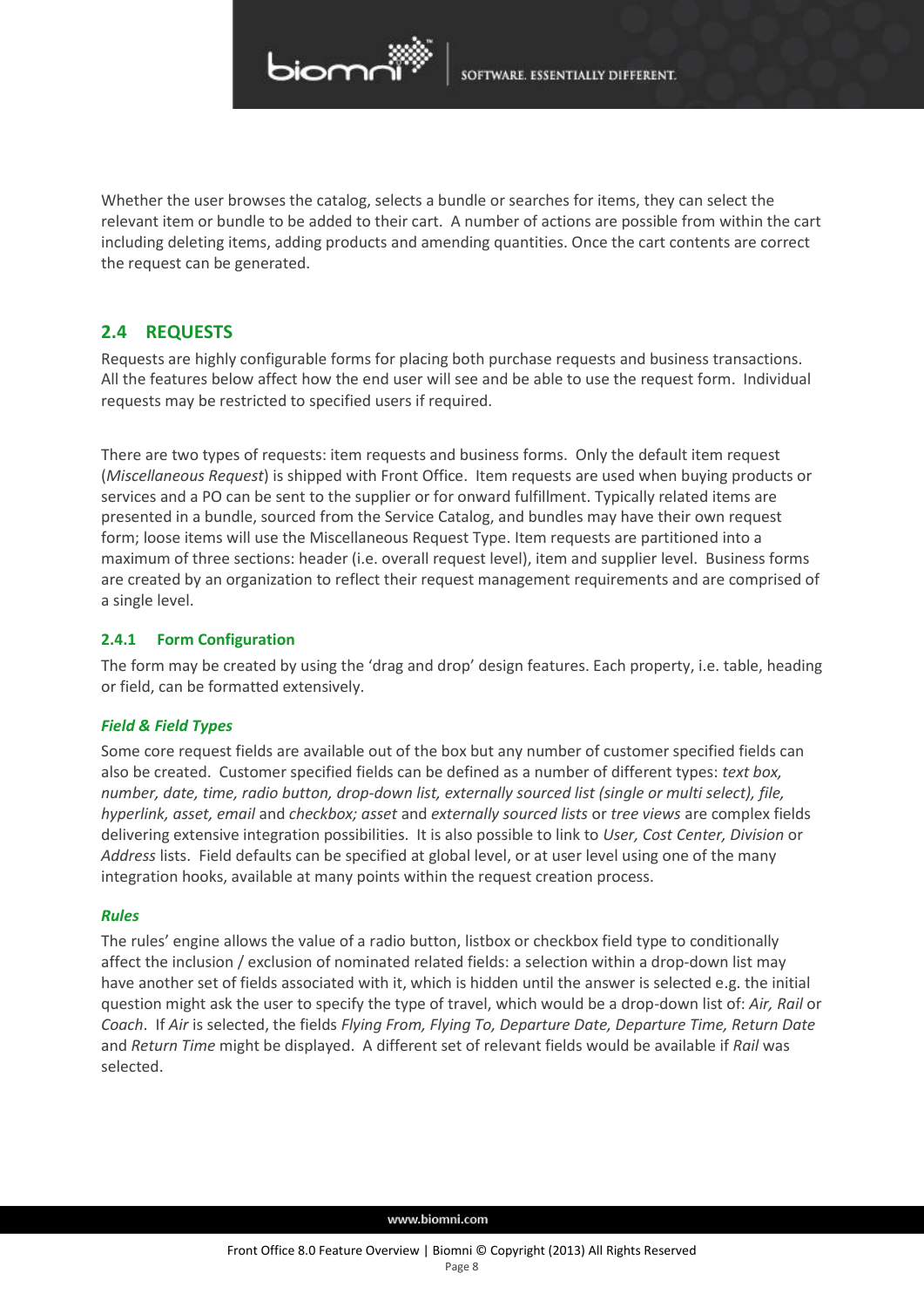Whether the user browses the catalog, selects a bundle or searches for items, they can select the relevant item or bundle to be added to their cart. A number of actions are possible from within the cart including deleting items, adding products and amending quantities. Once the cart contents are correct the request can be generated.

## 2.4 REQUESTS

Requests are highly configurable forms for placing both purchase requests and business transactions. All the features below affect how the end user will see and be able to use the request form. Individual requests may be restricted to specified users if required.

There are two types of requests: item requests and business forms. Only the default item request (*Miscellaneous Request*) is shipped with Front Office. Item requests are used when buying products or services and a PO can be sent to the supplier or for onward fulfillment. Typically related items are presented in a bundle, sourced from the Service Catalog, and bundles may have their own request form; loose items will use the Miscellaneous Request Type. Item requests are partitioned into a maximum of three sections: header (i.e. overall request level), item and supplier level. Business forms are created by an organization to reflect their request management requirements and are comprised of a single level.

### 2.4.1 Form Configuration

The form may be created by using the 'drag and drop' design features. Each property, i.e. table, heading or field, can be formatted extensively.

#### *Field & Field Types*

Some core request fields are available out of the box but any number of customer specified fields can also be created. Customer specified fields can be defined as a number of different types: *text box, number, date, time, radio button, drop-down list, externally sourced list (single or multi select), file, hyperlink, asset, email* and *checkbox; asset* and *externally sourced lists* or *tree views* are complex fields delivering extensive integration possibilities. It is also possible to link to *User, Cost Center, Division* or *Address* lists. Field defaults can be specified at global level, or at user level using one of the many integration hooks, available at many points within the request creation process.

#### *Rules*

The rules' engine allows the value of a radio button, listbox or checkbox field type to conditionally affect the inclusion / exclusion of nominated related fields: a selection within a drop-down list may have another set of fields associated with it, which is hidden until the answer is selected e.g. the initial question might ask the user to specify the type of travel, which would be a drop-down list of: *Air, Rail* or *Coach*. If *Air* is selected, the fields *Flying From, Flying To, Departure Date, Departure Time, Return Date* and *Return Time* might be displayed. A different set of relevant fields would be available if *Rail* was selected.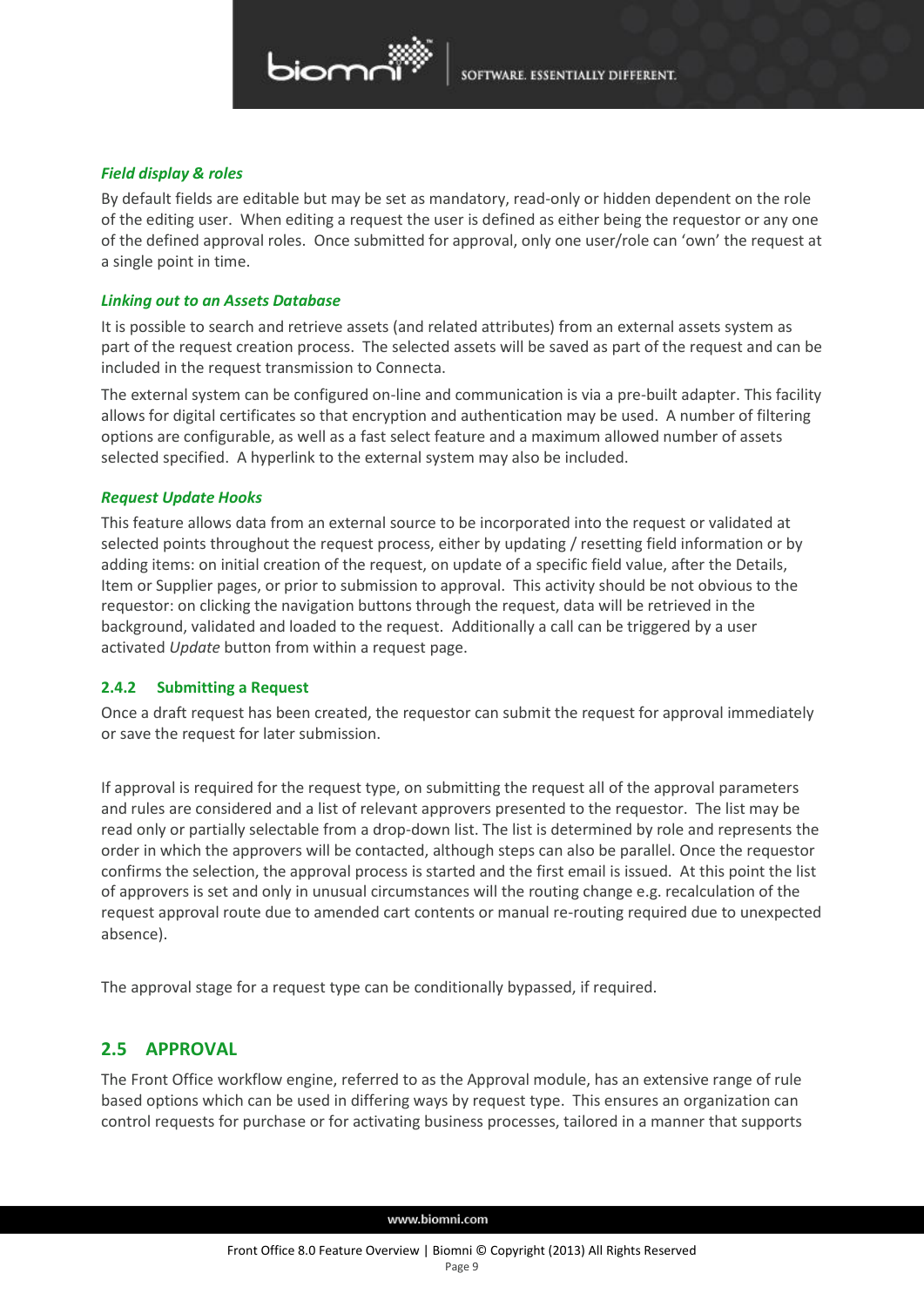***Field display & roles***

By default fields are editable but may be set as mandatory, read-only or hidden dependent on the role of the editing user. When editing a request the user is defined as either being the requestor or any one of the defined approval roles. Once submitted for approval, only one user/role can 'own' the request at a single point in time.

***Linking out to an Assets Database***

It is possible to search and retrieve assets (and related attributes) from an external assets system as part of the request creation process. The selected assets will be saved as part of the request and can be included in the request transmission to Connecta.

The external system can be configured on-line and communication is via a pre-built adapter. This facility allows for digital certificates so that encryption and authentication may be used. A number of filtering options are configurable, as well as a fast select feature and a maximum allowed number of assets selected specified. A hyperlink to the external system may also be included.

***Request Update Hooks***

This feature allows data from an external source to be incorporated into the request or validated at selected points throughout the request process, either by updating / resetting field information or by adding items: on initial creation of the request, on update of a specific field value, after the Details, Item or Supplier pages, or prior to submission to approval. This activity should be not obvious to the requestor: on clicking the navigation buttons through the request, data will be retrieved in the background, validated and loaded to the request. Additionally a call can be triggered by a user activated *Update* button from within a request page.

### 2.4.2 Submitting a Request

Once a draft request has been created, the requestor can submit the request for approval immediately or save the request for later submission.

If approval is required for the request type, on submitting the request all of the approval parameters and rules are considered and a list of relevant approvers presented to the requestor. The list may be read only or partially selectable from a drop-down list. The list is determined by role and represents the order in which the approvers will be contacted, although steps can also be parallel. Once the requestor confirms the selection, the approval process is started and the first email is issued. At this point the list of approvers is set and only in unusual circumstances will the routing change e.g. recalculation of the request approval route due to amended cart contents or manual re-routing required due to unexpected absence).

The approval stage for a request type can be conditionally bypassed, if required.

## 2.5 APPROVAL

The Front Office workflow engine, referred to as the Approval module, has an extensive range of rule based options which can be used in differing ways by request type. This ensures an organization can control requests for purchase or for activating business processes, tailored in a manner that supports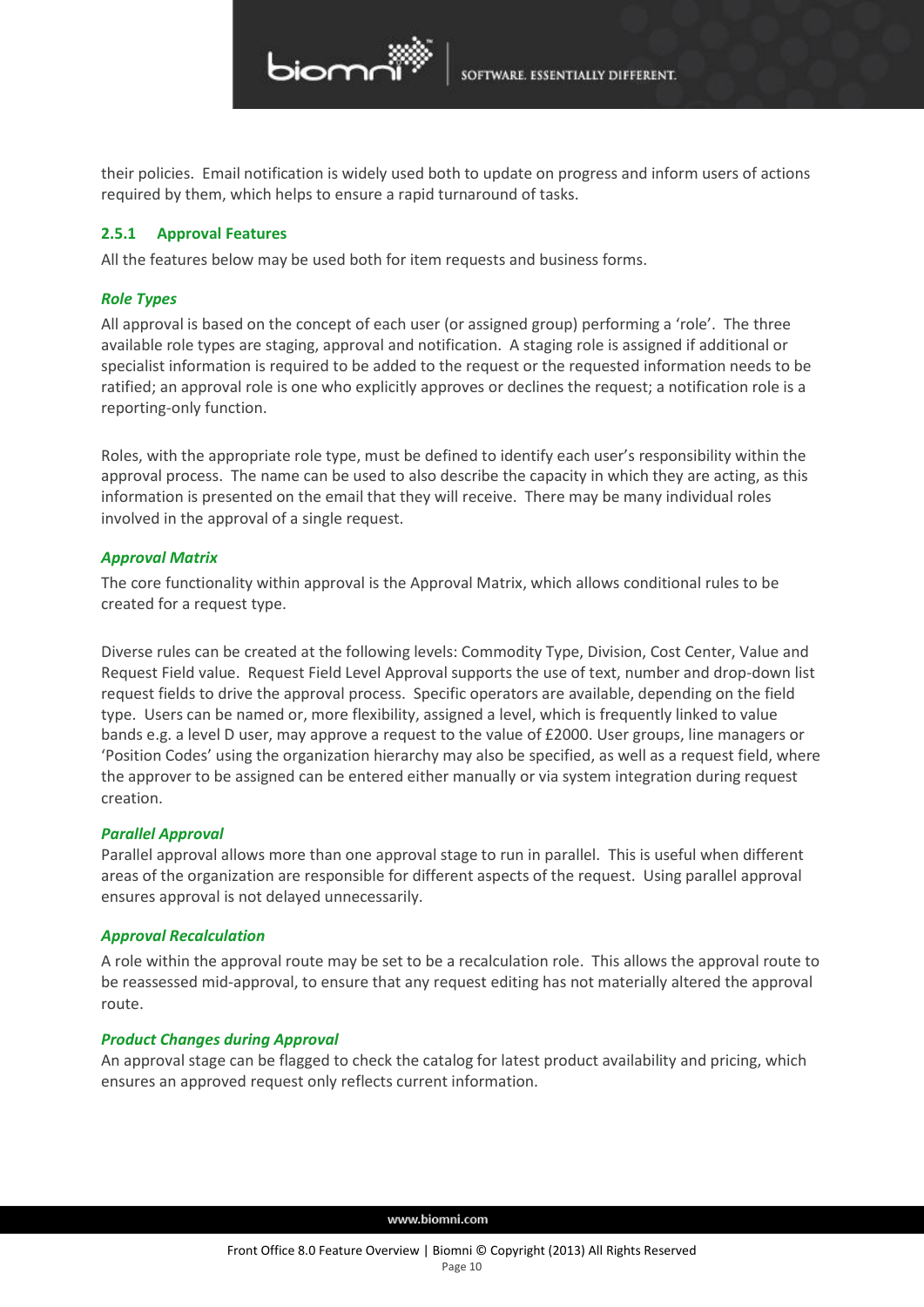their policies. Email notification is widely used both to update on progress and inform users of actions required by them, which helps to ensure a rapid turnaround of tasks.

### 2.5.1 Approval Features

All the features below may be used both for item requests and business forms.

#### *Role Types*

All approval is based on the concept of each user (or assigned group) performing a 'role'. The three available role types are staging, approval and notification. A staging role is assigned if additional or specialist information is required to be added to the request or the requested information needs to be ratified; an approval role is one who explicitly approves or declines the request; a notification role is a reporting-only function.

Roles, with the appropriate role type, must be defined to identify each user's responsibility within the approval process. The name can be used to also describe the capacity in which they are acting, as this information is presented on the email that they will receive. There may be many individual roles involved in the approval of a single request.

#### *Approval Matrix*

The core functionality within approval is the Approval Matrix, which allows conditional rules to be created for a request type.

Diverse rules can be created at the following levels: Commodity Type, Division, Cost Center, Value and Request Field value. Request Field Level Approval supports the use of text, number and drop-down list request fields to drive the approval process. Specific operators are available, depending on the field type. Users can be named or, more flexibility, assigned a level, which is frequently linked to value bands e.g. a level D user, may approve a request to the value of £2000. User groups, line managers or 'Position Codes' using the organization hierarchy may also be specified, as well as a request field, where the approver to be assigned can be entered either manually or via system integration during request creation.

#### *Parallel Approval*

Parallel approval allows more than one approval stage to run in parallel. This is useful when different areas of the organization are responsible for different aspects of the request. Using parallel approval ensures approval is not delayed unnecessarily.

#### *Approval Recalculation*

A role within the approval route may be set to be a recalculation role. This allows the approval route to be reassessed mid-approval, to ensure that any request editing has not materially altered the approval route.

#### *Product Changes during Approval*

An approval stage can be flagged to check the catalog for latest product availability and pricing, which ensures an approved request only reflects current information.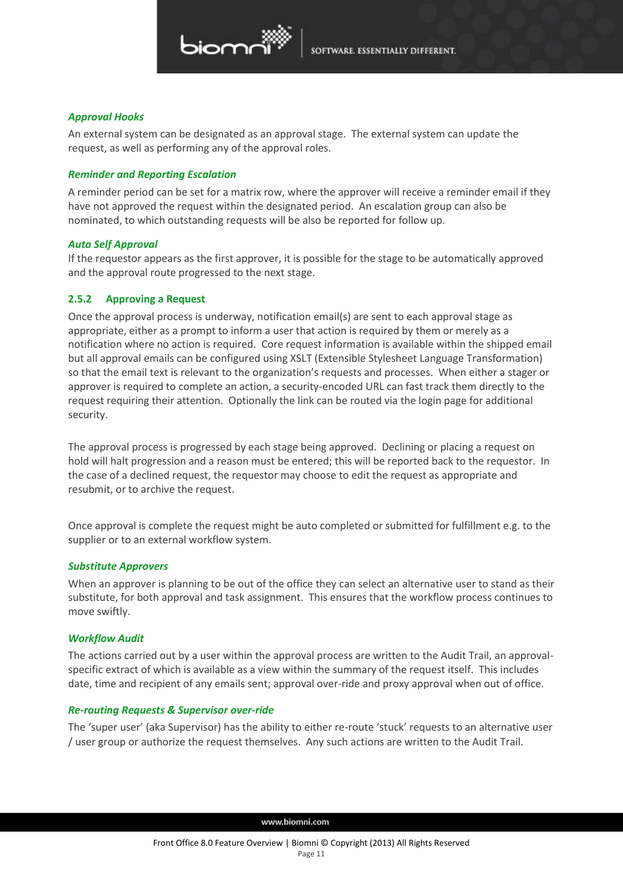#### *Approval Hooks*

An external system can be designated as an approval stage. The external system can update the request, as well as performing any of the approval roles.

#### *Reminder and Reporting Escalation*

A reminder period can be set for a matrix row, where the approver will receive a reminder email if they have not approved the request within the designated period. An escalation group can also be nominated, to which outstanding requests will be also be reported for follow up.

#### *Auto Self Approval*

If the requestor appears as the first approver, it is possible for the stage to be automatically approved and the approval route progressed to the next stage.

### 2.5.2 Approving a Request

Once the approval process is underway, notification email(s) are sent to each approval stage as appropriate, either as a prompt to inform a user that action is required by them or merely as a notification where no action is required. Core request information is available within the shipped email but all approval emails can be configured using XSLT (Extensible Stylesheet Language Transformation) so that the email text is relevant to the organization's requests and processes. When either a stager or approver is required to complete an action, a security-encoded URL can fast track them directly to the request requiring their attention. Optionally the link can be routed via the login page for additional security.

The approval process is progressed by each stage being approved. Declining or placing a request on hold will halt progression and a reason must be entered; this will be reported back to the requestor. In the case of a declined request, the requestor may choose to edit the request as appropriate and resubmit, or to archive the request.

Once approval is complete the request might be auto completed or submitted for fulfillment e.g. to the supplier or to an external workflow system.

#### *Substitute Approvers*

When an approver is planning to be out of the office they can select an alternative user to stand as their substitute, for both approval and task assignment. This ensures that the workflow process continues to move swiftly.

#### *Workflow Audit*

The actions carried out by a user within the approval process are written to the Audit Trail, an approval-specific extract of which is available as a view within the summary of the request itself. This includes date, time and recipient of any emails sent; approval over-ride and proxy approval when out of office.

#### *Re-routing Requests & Supervisor over-ride*

The 'super user' (aka Supervisor) has the ability to either re-route 'stuck' requests to an alternative user / user group or authorize the request themselves. Any such actions are written to the Audit Trail.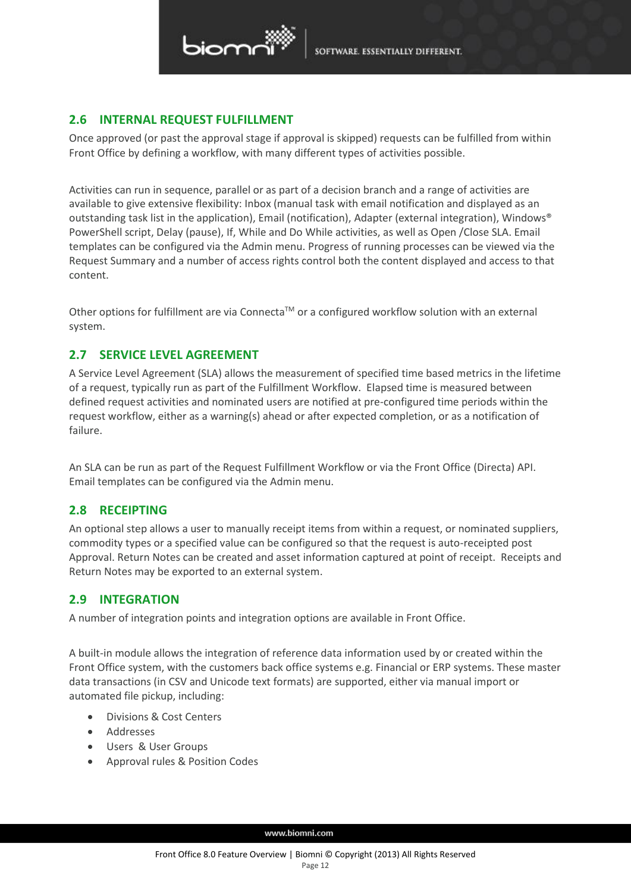## 2.6 INTERNAL REQUEST FULFILLMENT

Once approved (or past the approval stage if approval is skipped) requests can be fulfilled from within Front Office by defining a workflow, with many different types of activities possible.

Activities can run in sequence, parallel or as part of a decision branch and a range of activities are available to give extensive flexibility: Inbox (manual task with email notification and displayed as an outstanding task list in the application), Email (notification), Adapter (external integration), Windows® PowerShell script, Delay (pause), If, While and Do While activities, as well as Open /Close SLA. Email templates can be configured via the Admin menu. Progress of running processes can be viewed via the Request Summary and a number of access rights control both the content displayed and access to that content.

Other options for fulfillment are via Connecta™ or a configured workflow solution with an external system.

## 2.7 SERVICE LEVEL AGREEMENT

A Service Level Agreement (SLA) allows the measurement of specified time based metrics in the lifetime of a request, typically run as part of the Fulfillment Workflow. Elapsed time is measured between defined request activities and nominated users are notified at pre-configured time periods within the request workflow, either as a warning(s) ahead or after expected completion, or as a notification of failure.

An SLA can be run as part of the Request Fulfillment Workflow or via the Front Office (Directa) API. Email templates can be configured via the Admin menu.

## 2.8 RECEIPTING

An optional step allows a user to manually receipt items from within a request, or nominated suppliers, commodity types or a specified value can be configured so that the request is auto-receipted post Approval. Return Notes can be created and asset information captured at point of receipt. Receipts and Return Notes may be exported to an external system.

## 2.9 INTEGRATION

A number of integration points and integration options are available in Front Office.

A built-in module allows the integration of reference data information used by or created within the Front Office system, with the customers back office systems e.g. Financial or ERP systems. These master data transactions (in CSV and Unicode text formats) are supported, either via manual import or automated file pickup, including:

- Divisions & Cost Centers
- Addresses
- Users & User Groups
- Approval rules & Position Codes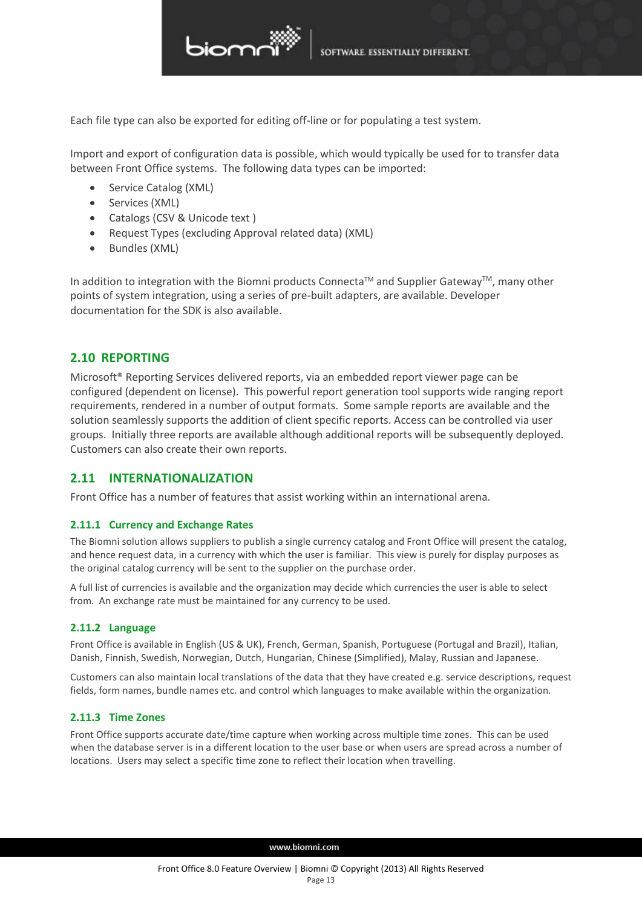Each file type can also be exported for editing off-line or for populating a test system.

Import and export of configuration data is possible, which would typically be used for to transfer data between Front Office systems. The following data types can be imported:

- Service Catalog (XML)
- Services (XML)
- Catalogs (CSV & Unicode text )
- Request Types (excluding Approval related data) (XML)
- Bundles (XML)

In addition to integration with the Biomni products Connecta™ and Supplier Gateway™, many other points of system integration, using a series of pre-built adapters, are available. Developer documentation for the SDK is also available.

## 2.10 REPORTING

Microsoft® Reporting Services delivered reports, via an embedded report viewer page can be configured (dependent on license). This powerful report generation tool supports wide ranging report requirements, rendered in a number of output formats. Some sample reports are available and the solution seamlessly supports the addition of client specific reports. Access can be controlled via user groups. Initially three reports are available although additional reports will be subsequently deployed. Customers can also create their own reports.

## 2.11 INTERNATIONALIZATION

Front Office has a number of features that assist working within an international arena.

### 2.11.1 Currency and Exchange Rates

The Biomni solution allows suppliers to publish a single currency catalog and Front Office will present the catalog, and hence request data, in a currency with which the user is familiar. This view is purely for display purposes as the original catalog currency will be sent to the supplier on the purchase order.

A full list of currencies is available and the organization may decide which currencies the user is able to select from. An exchange rate must be maintained for any currency to be used.

### 2.11.2 Language

Front Office is available in English (US & UK), French, German, Spanish, Portuguese (Portugal and Brazil), Italian, Danish, Finnish, Swedish, Norwegian, Dutch, Hungarian, Chinese (Simplified), Malay, Russian and Japanese.

Customers can also maintain local translations of the data that they have created e.g. service descriptions, request fields, form names, bundle names etc. and control which languages to make available within the organization.

### 2.11.3 Time Zones

Front Office supports accurate date/time capture when working across multiple time zones. This can be used when the database server is in a different location to the user base or when users are spread across a number of locations. Users may select a specific time zone to reflect their location when travelling.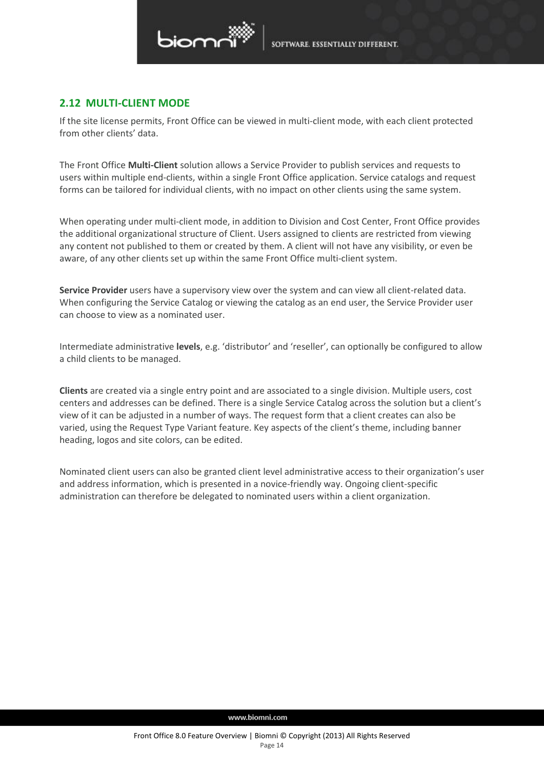## 2.12 MULTI-CLIENT MODE

If the site license permits, Front Office can be viewed in multi-client mode, with each client protected from other clients' data.

The Front Office **Multi-Client** solution allows a Service Provider to publish services and requests to users within multiple end-clients, within a single Front Office application. Service catalogs and request forms can be tailored for individual clients, with no impact on other clients using the same system.

When operating under multi-client mode, in addition to Division and Cost Center, Front Office provides the additional organizational structure of Client. Users assigned to clients are restricted from viewing any content not published to them or created by them. A client will not have any visibility, or even be aware, of any other clients set up within the same Front Office multi-client system.

**Service Provider** users have a supervisory view over the system and can view all client-related data. When configuring the Service Catalog or viewing the catalog as an end user, the Service Provider user can choose to view as a nominated user.

Intermediate administrative **levels**, e.g. 'distributor' and 'reseller', can optionally be configured to allow a child clients to be managed.

**Clients** are created via a single entry point and are associated to a single division. Multiple users, cost centers and addresses can be defined. There is a single Service Catalog across the solution but a client's view of it can be adjusted in a number of ways. The request form that a client creates can also be varied, using the Request Type Variant feature. Key aspects of the client's theme, including banner heading, logos and site colors, can be edited.

Nominated client users can also be granted client level administrative access to their organization's user and address information, which is presented in a novice-friendly way. Ongoing client-specific administration can therefore be delegated to nominated users within a client organization.